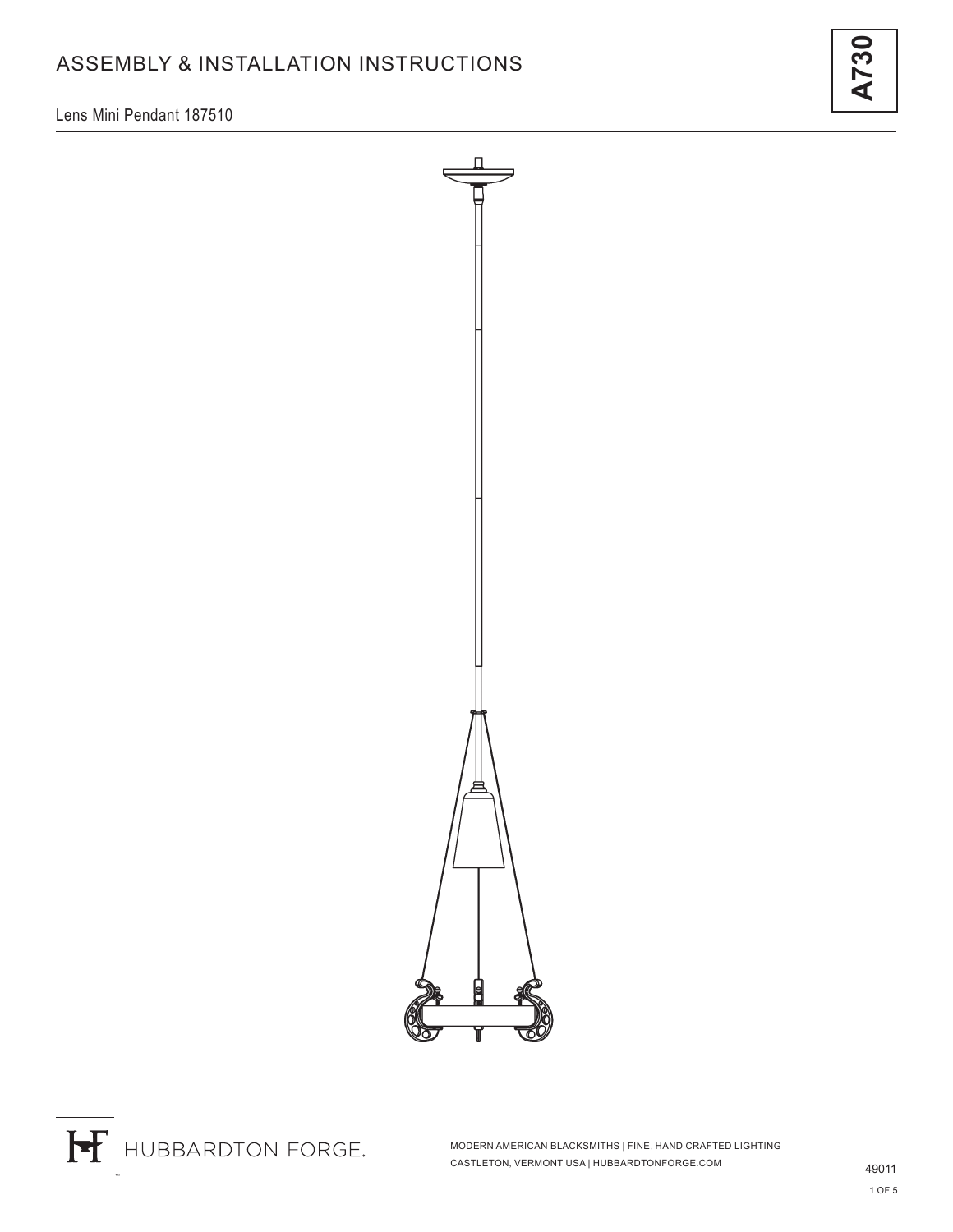# ASSEMBLY & INSTALLATION INSTRUCTIONS

**A730**

Lens Mini Pendant 187510

HUBBARDTON FORGE.

MODERN AMERICAN BLACKSMITHS | FINE, HAND CRAFTED LIGHTING
CASTLETON, VERMONT USA | HUBBARDTONFORGE.COM

49011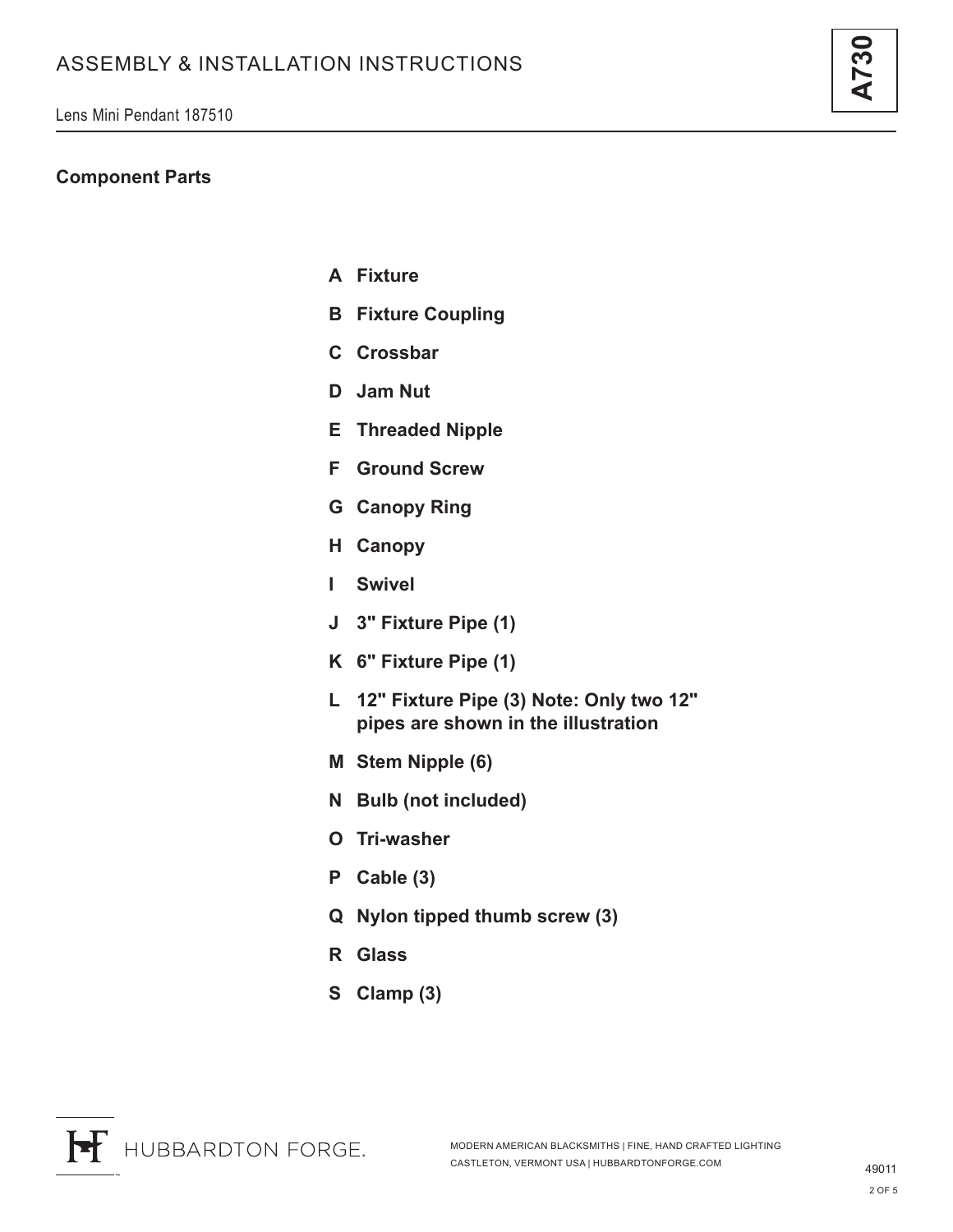## Component Parts

- **A Fixture**
- **B Fixture Coupling**
- **C Crossbar**
- **D Jam Nut**
- **E Threaded Nipple**
- **F Ground Screw**
- **G Canopy Ring**
- **H Canopy**
- **I Swivel**
- **J 3" Fixture Pipe (1)**
- **K 6" Fixture Pipe (1)**
- **L 12" Fixture Pipe (3) Note: Only two 12" pipes are shown in the illustration**
- **M Stem Nipple (6)**
- **N Bulb (not included)**
- **O Tri-washer**
- **P Cable (3)**
- **Q Nylon tipped thumb screw (3)**
- **R Glass**
- **S Clamp (3)**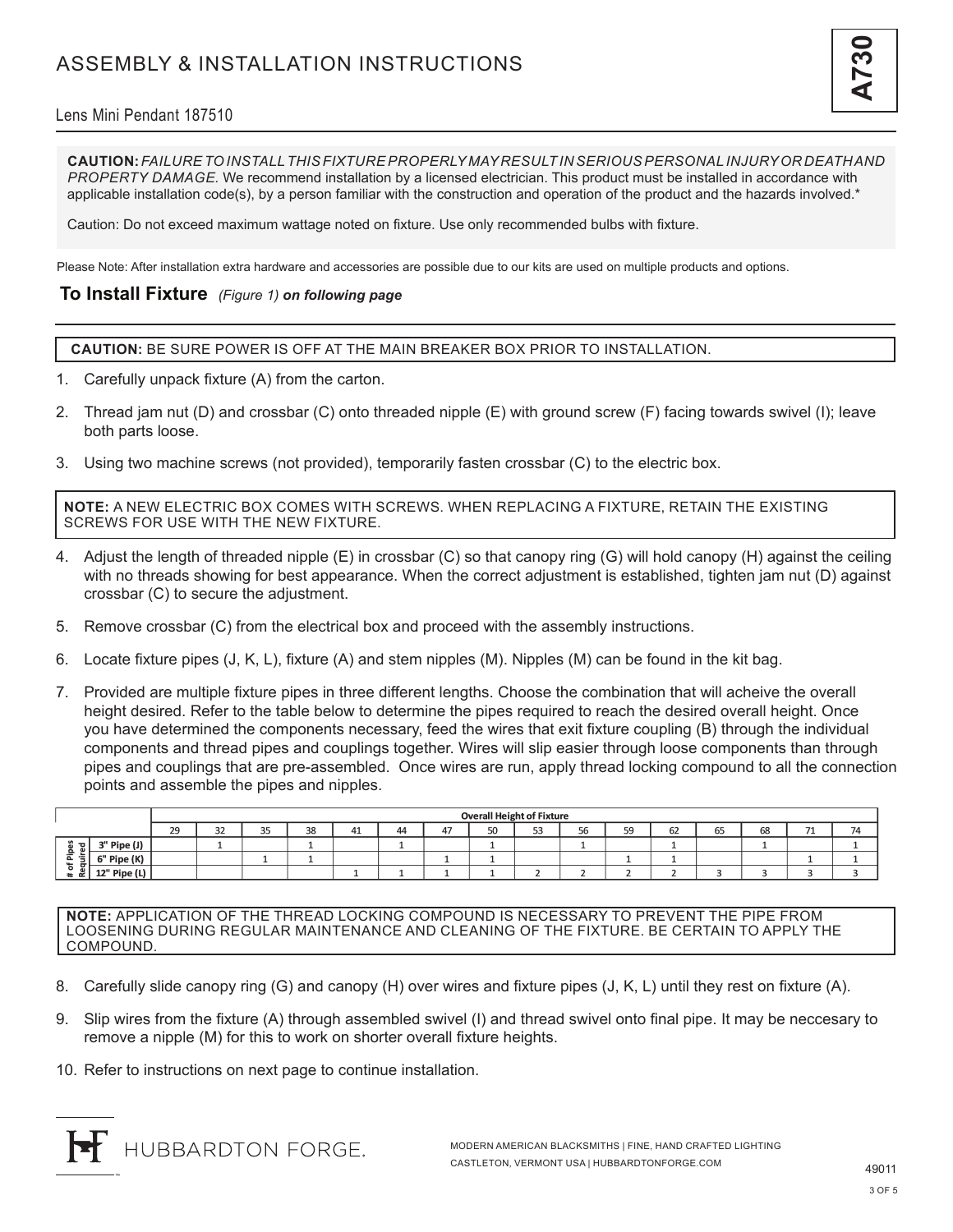# ASSEMBLY & INSTALLATION INSTRUCTIONS

Lens Mini Pendant 187510

**CAUTION:** *FAILURE TO INSTALL THIS FIXTURE PROPERLY MAY RESULT IN SERIOUS PERSONAL INJURY OR DEATH AND PROPERTY DAMAGE.* We recommend installation by a licensed electrician. This product must be installed in accordance with applicable installation code(s), by a person familiar with the construction and operation of the product and the hazards involved.*

Caution: Do not exceed maximum wattage noted on fixture. Use only recommended bulbs with fixture.

Please Note: After installation extra hardware and accessories are possible due to our kits are used on multiple products and options.

## To Install Fixture *(Figure 1)* ***on following page***

**CAUTION:** BE SURE POWER IS OFF AT THE MAIN BREAKER BOX PRIOR TO INSTALLATION.

1. Carefully unpack fixture (A) from the carton.
2. Thread jam nut (D) and crossbar (C) onto threaded nipple (E) with ground screw (F) facing towards swivel (I); leave both parts loose.
3. Using two machine screws (not provided), temporarily fasten crossbar (C) to the electric box.

**NOTE:** A NEW ELECTRIC BOX COMES WITH SCREWS. WHEN REPLACING A FIXTURE, RETAIN THE EXISTING SCREWS FOR USE WITH THE NEW FIXTURE.

4. Adjust the length of threaded nipple (E) in crossbar (C) so that canopy ring (G) will hold canopy (H) against the ceiling with no threads showing for best appearance. When the correct adjustment is established, tighten jam nut (D) against crossbar (C) to secure the adjustment.
5. Remove crossbar (C) from the electrical box and proceed with the assembly instructions.
6. Locate fixture pipes (J, K, L), fixture (A) and stem nipples (M). Nipples (M) can be found in the kit bag.
7. Provided are multiple fixture pipes in three different lengths. Choose the combination that will acheive the overall height desired. Refer to the table below to determine the pipes required to reach the desired overall height. Once you have determined the components necessary, feed the wires that exit fixture coupling (B) through the individual components and thread pipes and couplings together. Wires will slip easier through loose components than through pipes and couplings that are pre-assembled. Once wires are run, apply thread locking compound to all the connection points and assemble the pipes and nipples.

| | | Overall Height of Fixture | | | | | | | | | | | | | | | |
|---|---|---|---|---|---|---|---|---|---|---|---|---|---|---|---|---|---|
| | | 29 | 32 | 35 | 38 | 41 | 44 | 47 | 50 | 53 | 56 | 59 | 62 | 65 | 68 | 71 | 74 |
| # of Pipes Required | 3" Pipe (J) | | 1 | | 1 | | 1 | | 1 | | 1 | | 1 | | 1 | | 1 |
| | 6" Pipe (K) | | | 1 | 1 | | | 1 | 1 | | | 1 | 1 | | | 1 | 1 |
| | 12" Pipe (L) | | | | | 1 | 1 | 1 | 1 | 2 | 2 | 2 | 2 | 3 | 3 | 3 | 3 |

**NOTE:** APPLICATION OF THE THREAD LOCKING COMPOUND IS NECESSARY TO PREVENT THE PIPE FROM LOOSENING DURING REGULAR MAINTENANCE AND CLEANING OF THE FIXTURE. BE CERTAIN TO APPLY THE COMPOUND.

8. Carefully slide canopy ring (G) and canopy (H) over wires and fixture pipes (J, K, L) until they rest on fixture (A).
9. Slip wires from the fixture (A) through assembled swivel (I) and thread swivel onto final pipe. It may be neccesary to remove a nipple (M) for this to work on shorter overall fixture heights.
10. Refer to instructions on next page to continue installation.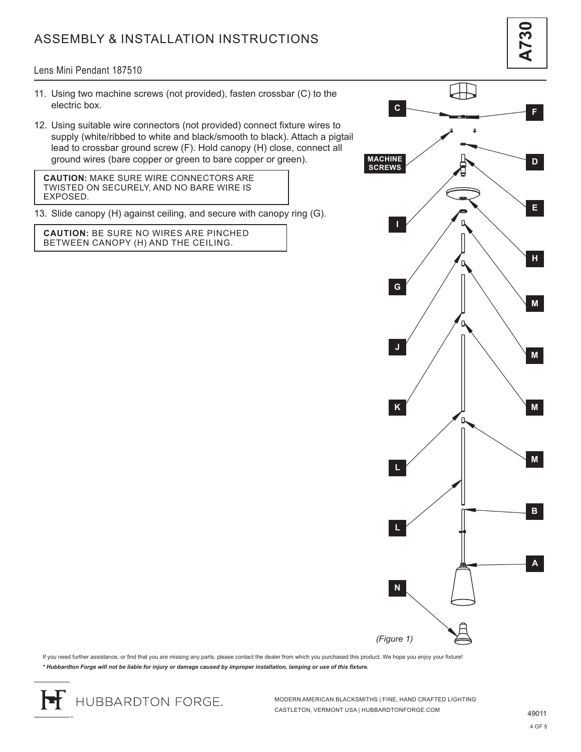# ASSEMBLY & INSTALLATION INSTRUCTIONS

Lens Mini Pendant 187510

11. Using two machine screws (not provided), fasten crossbar (C) to the electric box.
12. Using suitable wire connectors (not provided) connect fixture wires to supply (white/ribbed to white and black/smooth to black). Attach a pigtail lead to crossbar ground screw (F). Hold canopy (H) close, connect all ground wires (bare copper or green to bare copper or green).

**CAUTION:** MAKE SURE WIRE CONNECTORS ARE TWISTED ON SECURELY, AND NO BARE WIRE IS EXPOSED.

13. Slide canopy (H) against ceiling, and secure with canopy ring (G).

**CAUTION:** BE SURE NO WIRES ARE PINCHED BETWEEN CANOPY (H) AND THE CEILING.

*(Figure 1)*

If you need further assistance, or find that you are missing any parts, please contact the dealer from which you purchased this product. We hope you enjoy your fixture!

***\* Hubbardton Forge will not be liable for injury or damage caused by improper installation, lamping or use of this fixture.***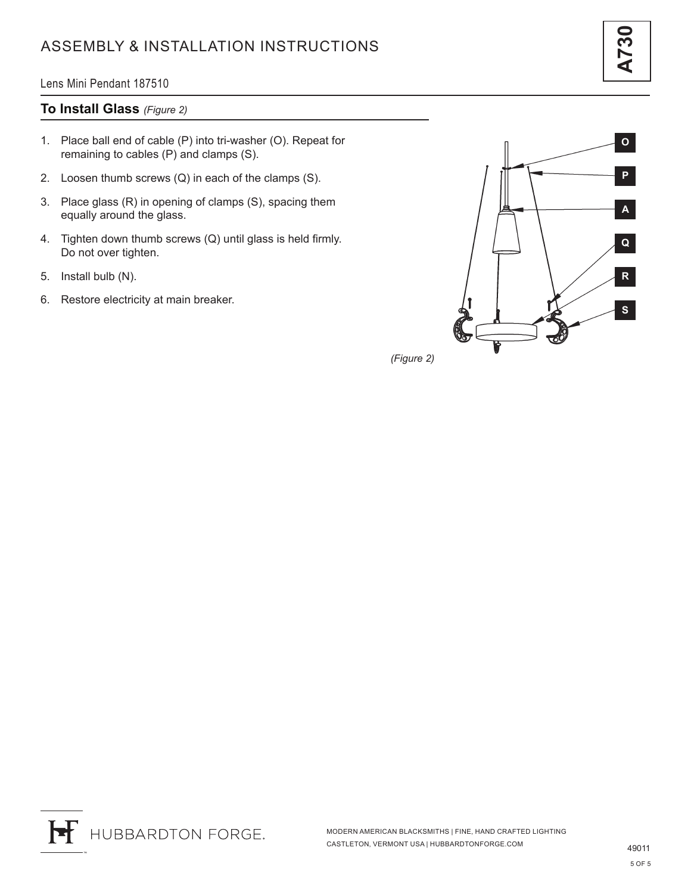## To Install Glass *(Figure 2)*

1. Place ball end of cable (P) into tri-washer (O). Repeat for remaining to cables (P) and clamps (S).
2. Loosen thumb screws (Q) in each of the clamps (S).
3. Place glass (R) in opening of clamps (S), spacing them equally around the glass.
4. Tighten down thumb screws (Q) until glass is held firmly. Do not over tighten.
5. Install bulb (N).
6. Restore electricity at main breaker.

O
P
A
Q
R
S

*(Figure 2)*